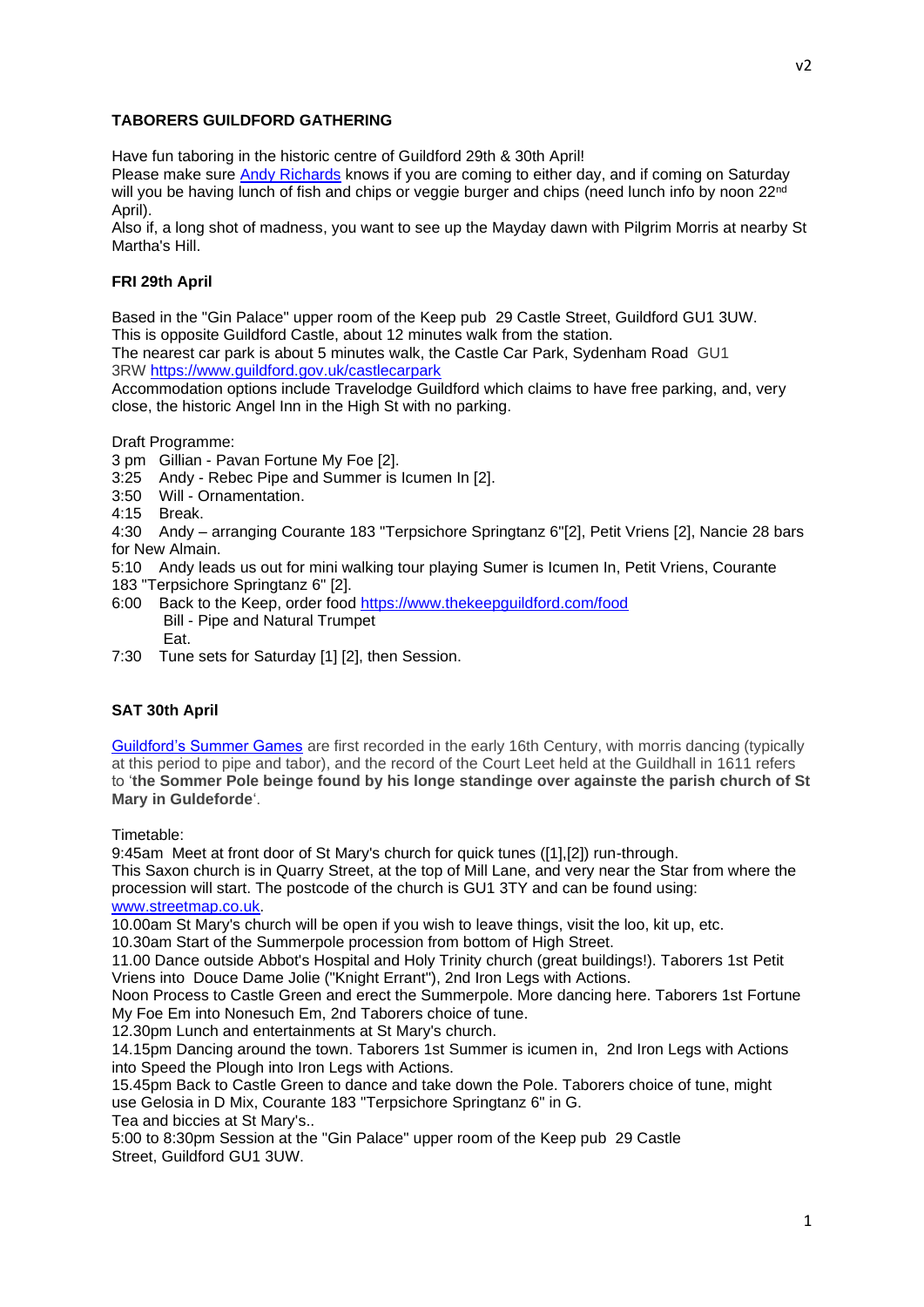**TABORERS GUILDFORD GATHERING**

Have fun taboring in the historic centre of Guildford 29th & 30th April!
Please make sure Andy Richards knows if you are coming to either day, and if coming on Saturday will you be having lunch of fish and chips or veggie burger and chips (need lunch info by noon 22nd April).
Also if, a long shot of madness, you want to see up the Mayday dawn with Pilgrim Morris at nearby St Martha's Hill.

**FRI 29th April**

Based in the "Gin Palace" upper room of the Keep pub 29 Castle Street, Guildford GU1 3UW.
This is opposite Guildford Castle, about 12 minutes walk from the station.
The nearest car park is about 5 minutes walk, the Castle Car Park, Sydenham Road GU1 3RW https://www.guildford.gov.uk/castlecarpark
Accommodation options include Travelodge Guildford which claims to have free parking, and, very close, the historic Angel Inn in the High St with no parking.

Draft Programme:
3 pm Gillian - Pavan Fortune My Foe [2].
3:25 Andy - Rebec Pipe and Summer is Icumen In [2].
3:50 Will - Ornamentation.
4:15 Break.
4:30 Andy – arranging Courante 183 "Terpsichore Springtanz 6"[2], Petit Vriens [2], Nancie 28 bars for New Almain.
5:10 Andy leads us out for mini walking tour playing Sumer is Icumen In, Petit Vriens, Courante 183 "Terpsichore Springtanz 6" [2].
6:00 Back to the Keep, order food https://www.thekeepguildford.com/food
Bill - Pipe and Natural Trumpet
Eat.
7:30 Tune sets for Saturday [1] [2], then Session.

**SAT 30th April**

Guildford's Summer Games are first recorded in the early 16th Century, with morris dancing (typically at this period to pipe and tabor), and the record of the Court Leet held at the Guildhall in 1611 refers to '**the Sommer Pole beinge found by his longe standinge over againste the parish church of St Mary in Guldeforde**'.

Timetable:
9:45am Meet at front door of St Mary's church for quick tunes ([1],[2]) run-through.
This Saxon church is in Quarry Street, at the top of Mill Lane, and very near the Star from where the procession will start. The postcode of the church is GU1 3TY and can be found using: www.streetmap.co.uk.
10.00am St Mary's church will be open if you wish to leave things, visit the loo, kit up, etc.
10.30am Start of the Summerpole procession from bottom of High Street.
11.00 Dance outside Abbot's Hospital and Holy Trinity church (great buildings!). Taborers 1st Petit Vriens into Douce Dame Jolie ("Knight Errant"), 2nd Iron Legs with Actions.
Noon Process to Castle Green and erect the Summerpole. More dancing here. Taborers 1st Fortune My Foe Em into Nonesuch Em, 2nd Taborers choice of tune.
12.30pm Lunch and entertainments at St Mary's church.
14.15pm Dancing around the town. Taborers 1st Summer is icumen in, 2nd Iron Legs with Actions into Speed the Plough into Iron Legs with Actions.
15.45pm Back to Castle Green to dance and take down the Pole. Taborers choice of tune, might use Gelosia in D Mix, Courante 183 "Terpsichore Springtanz 6" in G.
Tea and biccies at St Mary's..
5:00 to 8:30pm Session at the "Gin Palace" upper room of the Keep pub 29 Castle Street, Guildford GU1 3UW.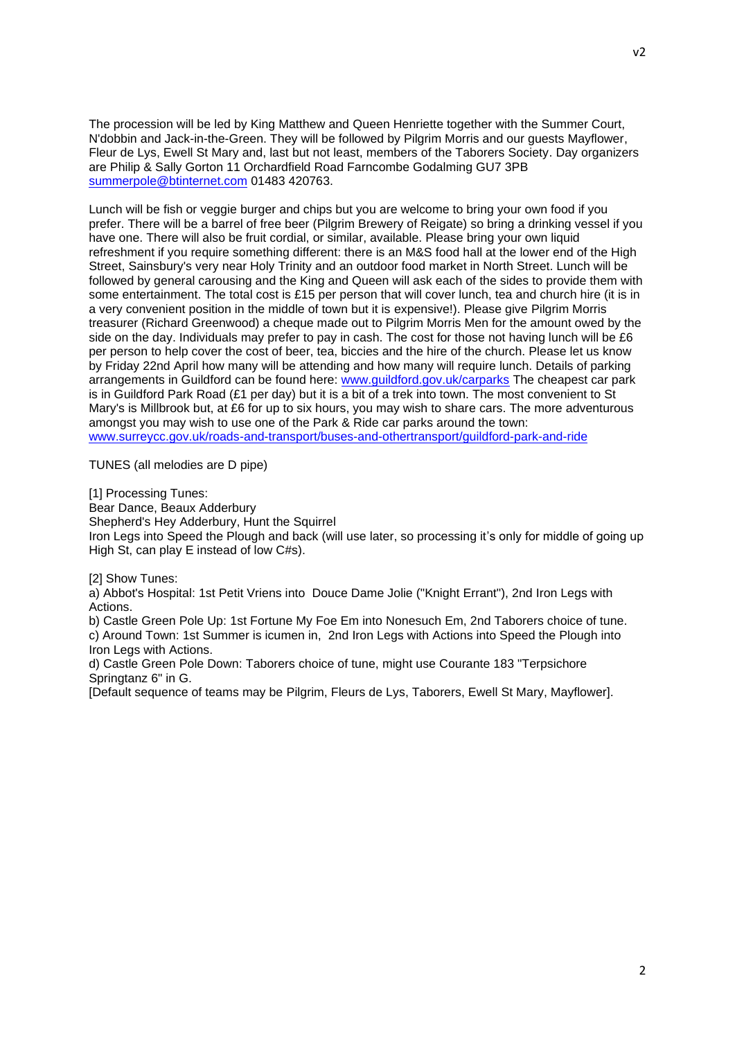The procession will be led by King Matthew and Queen Henriette together with the Summer Court, N'dobbin and Jack-in-the-Green. They will be followed by Pilgrim Morris and our guests Mayflower, Fleur de Lys, Ewell St Mary and, last but not least, members of the Taborers Society. Day organizers are Philip & Sally Gorton 11 Orchardfield Road Farncombe Godalming GU7 3PB summerpole@btinternet.com 01483 420763.

Lunch will be fish or veggie burger and chips but you are welcome to bring your own food if you prefer. There will be a barrel of free beer (Pilgrim Brewery of Reigate) so bring a drinking vessel if you have one. There will also be fruit cordial, or similar, available. Please bring your own liquid refreshment if you require something different: there is an M&S food hall at the lower end of the High Street, Sainsbury's very near Holy Trinity and an outdoor food market in North Street. Lunch will be followed by general carousing and the King and Queen will ask each of the sides to provide them with some entertainment. The total cost is £15 per person that will cover lunch, tea and church hire (it is in a very convenient position in the middle of town but it is expensive!). Please give Pilgrim Morris treasurer (Richard Greenwood) a cheque made out to Pilgrim Morris Men for the amount owed by the side on the day. Individuals may prefer to pay in cash. The cost for those not having lunch will be £6 per person to help cover the cost of beer, tea, biccies and the hire of the church. Please let us know by Friday 22nd April how many will be attending and how many will require lunch. Details of parking arrangements in Guildford can be found here: www.guildford.gov.uk/carparks The cheapest car park is in Guildford Park Road (£1 per day) but it is a bit of a trek into town. The most convenient to St Mary's is Millbrook but, at £6 for up to six hours, you may wish to share cars. The more adventurous amongst you may wish to use one of the Park & Ride car parks around the town: www.surreycc.gov.uk/roads-and-transport/buses-and-othertransport/guildford-park-and-ride

TUNES (all melodies are D pipe)

[1] Processing Tunes:
Bear Dance, Beaux Adderbury
Shepherd's Hey Adderbury, Hunt the Squirrel
Iron Legs into Speed the Plough and back (will use later, so processing it's only for middle of going up High St, can play E instead of low C#s).

[2] Show Tunes:
a) Abbot's Hospital: 1st Petit Vriens into Douce Dame Jolie ("Knight Errant"), 2nd Iron Legs with Actions.
b) Castle Green Pole Up: 1st Fortune My Foe Em into Nonesuch Em, 2nd Taborers choice of tune.
c) Around Town: 1st Summer is icumen in, 2nd Iron Legs with Actions into Speed the Plough into Iron Legs with Actions.
d) Castle Green Pole Down: Taborers choice of tune, might use Courante 183 "Terpsichore Springtanz 6" in G.
[Default sequence of teams may be Pilgrim, Fleurs de Lys, Taborers, Ewell St Mary, Mayflower].